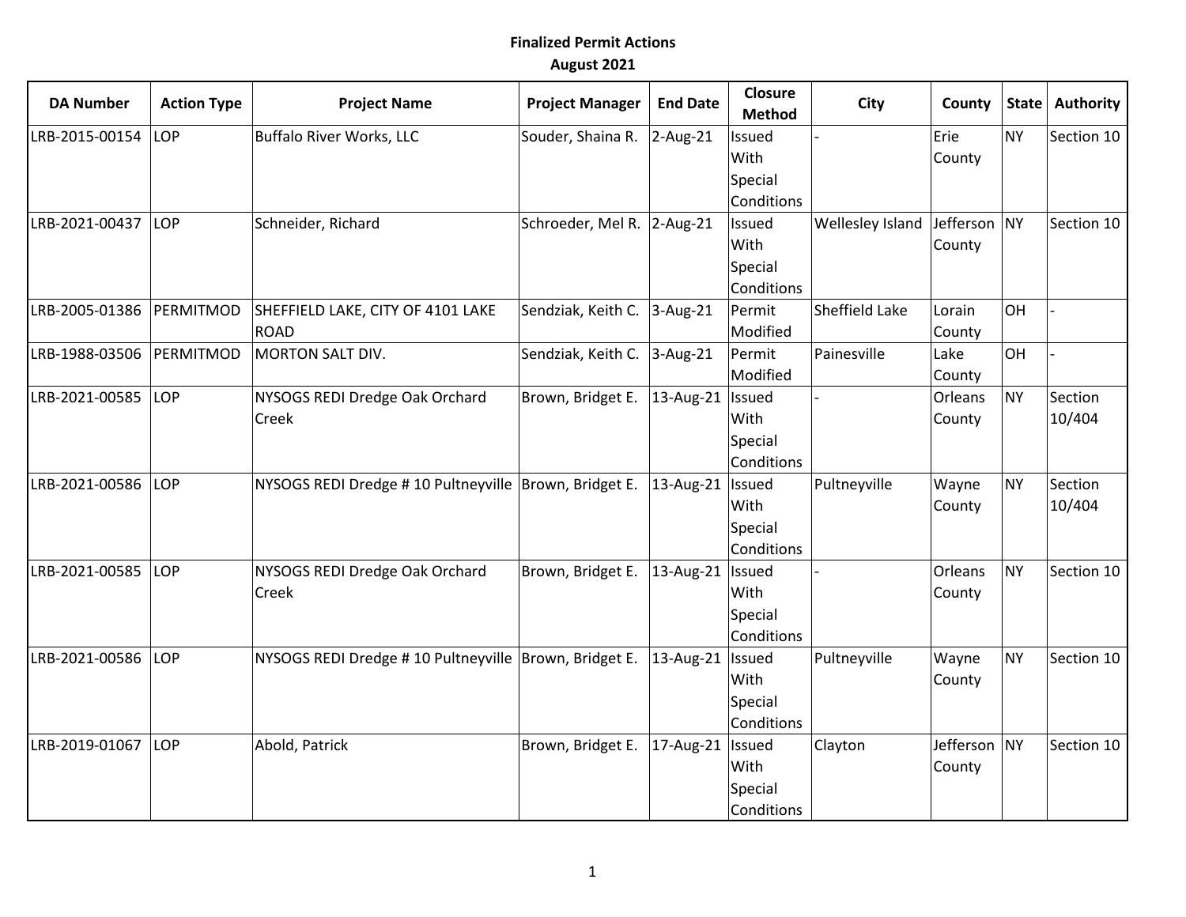**Finalized Permit Actions**
**August 2021**

| DA Number | Action Type | Project Name | Project Manager | End Date | Closure Method | City | County | State | Authority |
|---|---|---|---|---|---|---|---|---|---|
| LRB-2015-00154 | LOP | Buffalo River Works, LLC | Souder, Shaina R. | 2-Aug-21 | Issued With Special Conditions | - | Erie County | NY | Section 10 |
| LRB-2021-00437 | LOP | Schneider, Richard | Schroeder, Mel R. | 2-Aug-21 | Issued With Special Conditions | Wellesley Island | Jefferson County | NY | Section 10 |
| LRB-2005-01386 | PERMITMOD | SHEFFIELD LAKE, CITY OF 4101 LAKE ROAD | Sendziak, Keith C. | 3-Aug-21 | Permit Modified | Sheffield Lake | Lorain County | OH | - |
| LRB-1988-03506 | PERMITMOD | MORTON SALT DIV. | Sendziak, Keith C. | 3-Aug-21 | Permit Modified | Painesville | Lake County | OH | - |
| LRB-2021-00585 | LOP | NYSOGS REDI Dredge Oak Orchard Creek | Brown, Bridget E. | 13-Aug-21 | Issued With Special Conditions | - | Orleans County | NY | Section 10/404 |
| LRB-2021-00586 | LOP | NYSOGS REDI Dredge # 10 Pultneyville | Brown, Bridget E. | 13-Aug-21 | Issued With Special Conditions | Pultneyville | Wayne County | NY | Section 10/404 |
| LRB-2021-00585 | LOP | NYSOGS REDI Dredge Oak Orchard Creek | Brown, Bridget E. | 13-Aug-21 | Issued With Special Conditions | - | Orleans County | NY | Section 10 |
| LRB-2021-00586 | LOP | NYSOGS REDI Dredge # 10 Pultneyville | Brown, Bridget E. | 13-Aug-21 | Issued With Special Conditions | Pultneyville | Wayne County | NY | Section 10 |
| LRB-2019-01067 | LOP | Abold, Patrick | Brown, Bridget E. | 17-Aug-21 | Issued With Special Conditions | Clayton | Jefferson County | NY | Section 10 |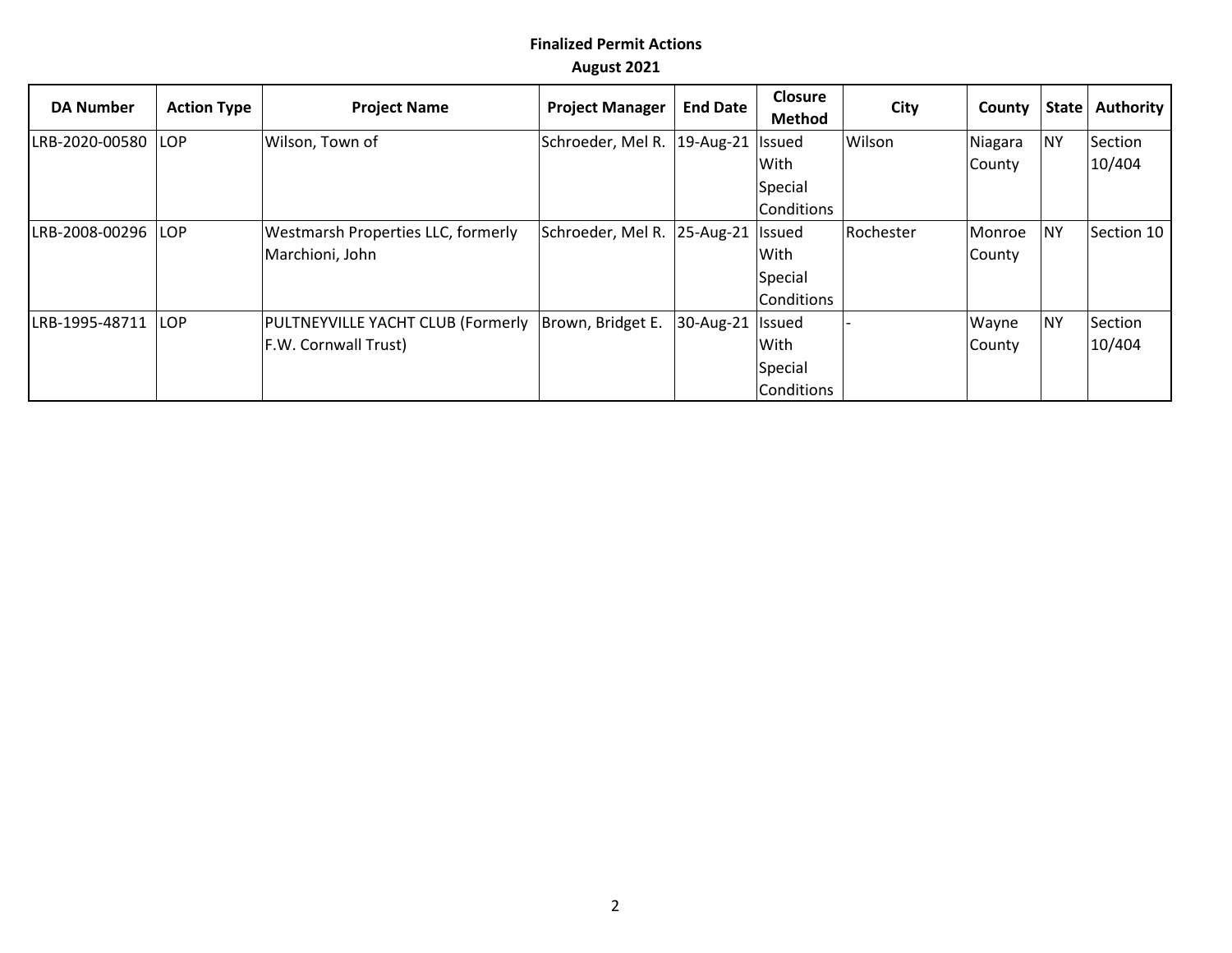**Finalized Permit Actions**

**August 2021**

| DA Number | Action Type | Project Name | Project Manager | End Date | Closure Method | City | County | State | Authority |
|---|---|---|---|---|---|---|---|---|---|
| LRB-2020-00580 | LOP | Wilson, Town of | Schroeder, Mel R. | 19-Aug-21 | Issued With Special Conditions | Wilson | Niagara County | NY | Section 10/404 |
| LRB-2008-00296 | LOP | Westmarsh Properties LLC, formerly Marchioni, John | Schroeder, Mel R. | 25-Aug-21 | Issued With Special Conditions | Rochester | Monroe County | NY | Section 10 |
| LRB-1995-48711 | LOP | PULTNEYVILLE YACHT CLUB (Formerly F.W. Cornwall Trust) | Brown, Bridget E. | 30-Aug-21 | Issued With Special Conditions | - | Wayne County | NY | Section 10/404 |